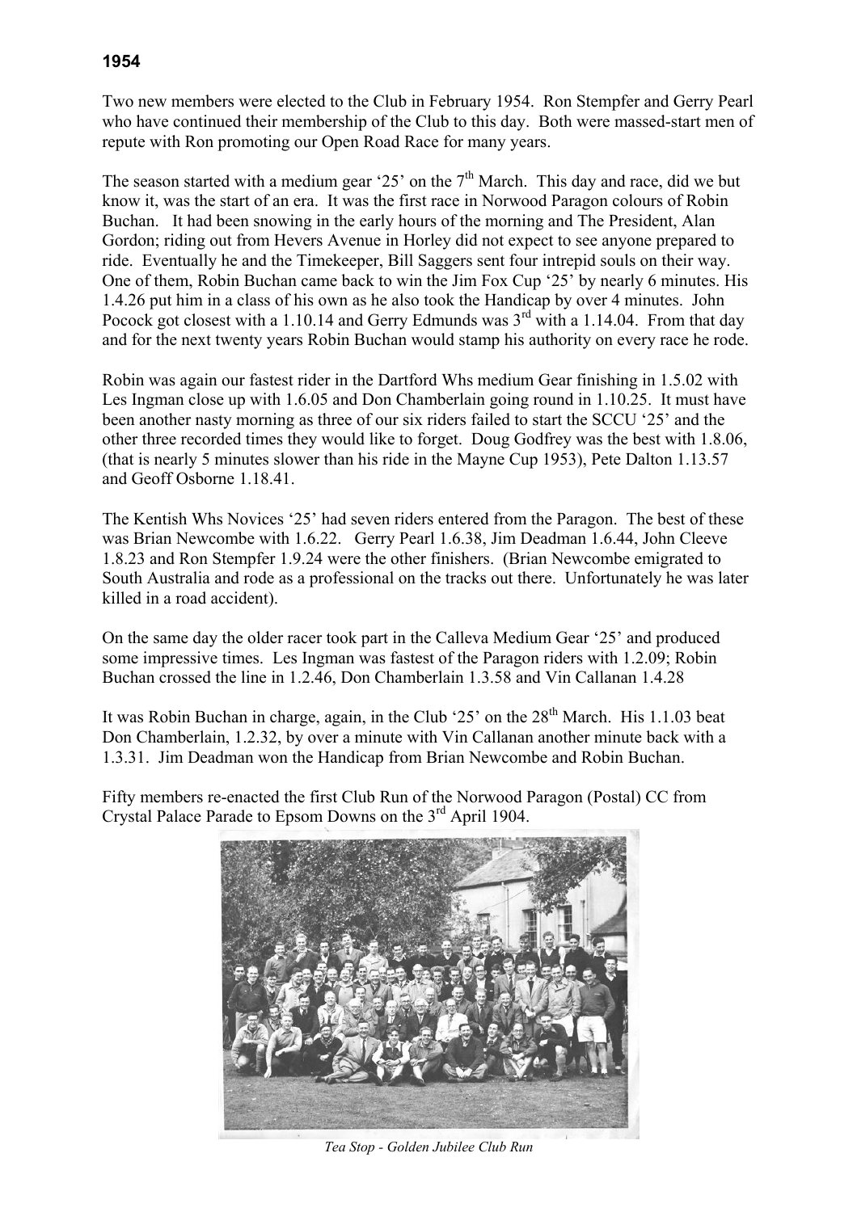# 1954

Two new members were elected to the Club in February 1954. Ron Stempfer and Gerry Pearl who have continued their membership of the Club to this day. Both were massed-start men of repute with Ron promoting our Open Road Race for many years.

The season started with a medium gear '25' on the 7th March. This day and race, did we but know it, was the start of an era. It was the first race in Norwood Paragon colours of Robin Buchan. It had been snowing in the early hours of the morning and The President, Alan Gordon; riding out from Hevers Avenue in Horley did not expect to see anyone prepared to ride. Eventually he and the Timekeeper, Bill Saggers sent four intrepid souls on their way. One of them, Robin Buchan came back to win the Jim Fox Cup '25' by nearly 6 minutes. His 1.4.26 put him in a class of his own as he also took the Handicap by over 4 minutes. John Pocock got closest with a 1.10.14 and Gerry Edmunds was 3rd with a 1.14.04. From that day and for the next twenty years Robin Buchan would stamp his authority on every race he rode.

Robin was again our fastest rider in the Dartford Whs medium Gear finishing in 1.5.02 with Les Ingman close up with 1.6.05 and Don Chamberlain going round in 1.10.25. It must have been another nasty morning as three of our six riders failed to start the SCCU '25' and the other three recorded times they would like to forget. Doug Godfrey was the best with 1.8.06, (that is nearly 5 minutes slower than his ride in the Mayne Cup 1953), Pete Dalton 1.13.57 and Geoff Osborne 1.18.41.

The Kentish Whs Novices '25' had seven riders entered from the Paragon. The best of these was Brian Newcombe with 1.6.22. Gerry Pearl 1.6.38, Jim Deadman 1.6.44, John Cleeve 1.8.23 and Ron Stempfer 1.9.24 were the other finishers. (Brian Newcombe emigrated to South Australia and rode as a professional on the tracks out there. Unfortunately he was later killed in a road accident).

On the same day the older racer took part in the Calleva Medium Gear '25' and produced some impressive times. Les Ingman was fastest of the Paragon riders with 1.2.09; Robin Buchan crossed the line in 1.2.46, Don Chamberlain 1.3.58 and Vin Callanan 1.4.28

It was Robin Buchan in charge, again, in the Club '25' on the 28th March. His 1.1.03 beat Don Chamberlain, 1.2.32, by over a minute with Vin Callanan another minute back with a 1.3.31. Jim Deadman won the Handicap from Brian Newcombe and Robin Buchan.

Fifty members re-enacted the first Club Run of the Norwood Paragon (Postal) CC from Crystal Palace Parade to Epsom Downs on the 3rd April 1904.

*Tea Stop - Golden Jubilee Club Run*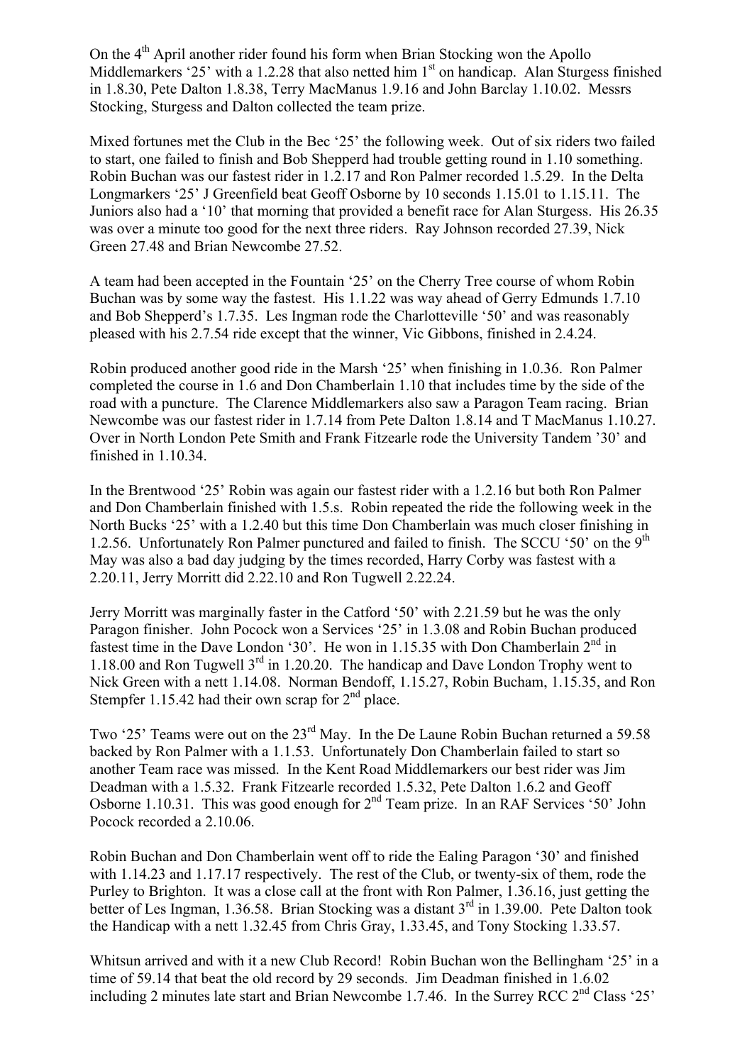On the 4th April another rider found his form when Brian Stocking won the Apollo Middlemarkers '25' with a 1.2.28 that also netted him 1st on handicap. Alan Sturgess finished in 1.8.30, Pete Dalton 1.8.38, Terry MacManus 1.9.16 and John Barclay 1.10.02. Messrs Stocking, Sturgess and Dalton collected the team prize.

Mixed fortunes met the Club in the Bec '25' the following week. Out of six riders two failed to start, one failed to finish and Bob Shepperd had trouble getting round in 1.10 something. Robin Buchan was our fastest rider in 1.2.17 and Ron Palmer recorded 1.5.29. In the Delta Longmarkers '25' J Greenfield beat Geoff Osborne by 10 seconds 1.15.01 to 1.15.11. The Juniors also had a '10' that morning that provided a benefit race for Alan Sturgess. His 26.35 was over a minute too good for the next three riders. Ray Johnson recorded 27.39, Nick Green 27.48 and Brian Newcombe 27.52.

A team had been accepted in the Fountain '25' on the Cherry Tree course of whom Robin Buchan was by some way the fastest. His 1.1.22 was way ahead of Gerry Edmunds 1.7.10 and Bob Shepperd's 1.7.35. Les Ingman rode the Charlotteville '50' and was reasonably pleased with his 2.7.54 ride except that the winner, Vic Gibbons, finished in 2.4.24.

Robin produced another good ride in the Marsh '25' when finishing in 1.0.36. Ron Palmer completed the course in 1.6 and Don Chamberlain 1.10 that includes time by the side of the road with a puncture. The Clarence Middlemarkers also saw a Paragon Team racing. Brian Newcombe was our fastest rider in 1.7.14 from Pete Dalton 1.8.14 and T MacManus 1.10.27. Over in North London Pete Smith and Frank Fitzearle rode the University Tandem '30' and finished in 1.10.34.

In the Brentwood '25' Robin was again our fastest rider with a 1.2.16 but both Ron Palmer and Don Chamberlain finished with 1.5.s. Robin repeated the ride the following week in the North Bucks '25' with a 1.2.40 but this time Don Chamberlain was much closer finishing in 1.2.56. Unfortunately Ron Palmer punctured and failed to finish. The SCCU '50' on the 9th May was also a bad day judging by the times recorded, Harry Corby was fastest with a 2.20.11, Jerry Morritt did 2.22.10 and Ron Tugwell 2.22.24.

Jerry Morritt was marginally faster in the Catford '50' with 2.21.59 but he was the only Paragon finisher. John Pocock won a Services '25' in 1.3.08 and Robin Buchan produced fastest time in the Dave London '30'. He won in 1.15.35 with Don Chamberlain 2nd in 1.18.00 and Ron Tugwell 3rd in 1.20.20. The handicap and Dave London Trophy went to Nick Green with a nett 1.14.08. Norman Bendoff, 1.15.27, Robin Bucham, 1.15.35, and Ron Stempfer 1.15.42 had their own scrap for 2nd place.

Two '25' Teams were out on the 23rd May. In the De Laune Robin Buchan returned a 59.58 backed by Ron Palmer with a 1.1.53. Unfortunately Don Chamberlain failed to start so another Team race was missed. In the Kent Road Middlemarkers our best rider was Jim Deadman with a 1.5.32. Frank Fitzearle recorded 1.5.32, Pete Dalton 1.6.2 and Geoff Osborne 1.10.31. This was good enough for 2nd Team prize. In an RAF Services '50' John Pocock recorded a 2.10.06.

Robin Buchan and Don Chamberlain went off to ride the Ealing Paragon '30' and finished with 1.14.23 and 1.17.17 respectively. The rest of the Club, or twenty-six of them, rode the Purley to Brighton. It was a close call at the front with Ron Palmer, 1.36.16, just getting the better of Les Ingman, 1.36.58. Brian Stocking was a distant 3rd in 1.39.00. Pete Dalton took the Handicap with a nett 1.32.45 from Chris Gray, 1.33.45, and Tony Stocking 1.33.57.

Whitsun arrived and with it a new Club Record! Robin Buchan won the Bellingham '25' in a time of 59.14 that beat the old record by 29 seconds. Jim Deadman finished in 1.6.02 including 2 minutes late start and Brian Newcombe 1.7.46. In the Surrey RCC 2nd Class '25'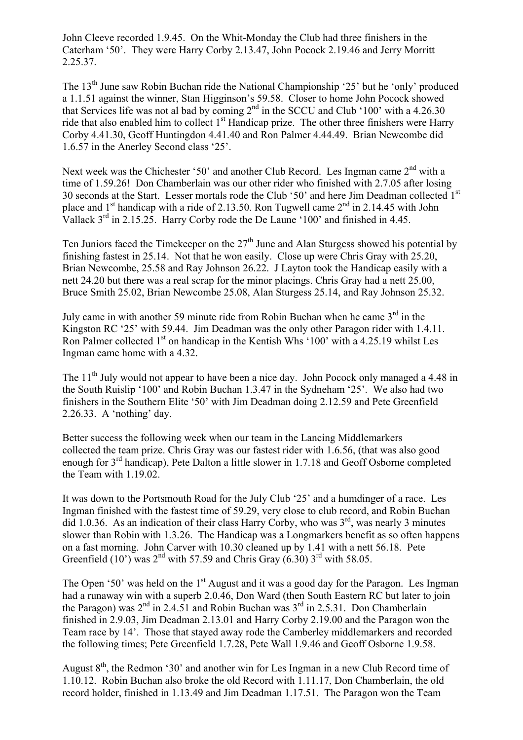John Cleeve recorded 1.9.45. On the Whit-Monday the Club had three finishers in the Caterham '50'. They were Harry Corby 2.13.47, John Pocock 2.19.46 and Jerry Morritt 2.25.37.

The 13th June saw Robin Buchan ride the National Championship '25' but he 'only' produced a 1.1.51 against the winner, Stan Higginson's 59.58. Closer to home John Pocock showed that Services life was not al bad by coming 2nd in the SCCU and Club '100' with a 4.26.30 ride that also enabled him to collect 1st Handicap prize. The other three finishers were Harry Corby 4.41.30, Geoff Huntingdon 4.41.40 and Ron Palmer 4.44.49. Brian Newcombe did 1.6.57 in the Anerley Second class '25'.

Next week was the Chichester '50' and another Club Record. Les Ingman came 2nd with a time of 1.59.26! Don Chamberlain was our other rider who finished with 2.7.05 after losing 30 seconds at the Start. Lesser mortals rode the Club '50' and here Jim Deadman collected 1st place and 1st handicap with a ride of 2.13.50. Ron Tugwell came 2nd in 2.14.45 with John Vallack 3rd in 2.15.25. Harry Corby rode the De Laune '100' and finished in 4.45.

Ten Juniors faced the Timekeeper on the 27th June and Alan Sturgess showed his potential by finishing fastest in 25.14. Not that he won easily. Close up were Chris Gray with 25.20, Brian Newcombe, 25.58 and Ray Johnson 26.22. J Layton took the Handicap easily with a nett 24.20 but there was a real scrap for the minor placings. Chris Gray had a nett 25.00, Bruce Smith 25.02, Brian Newcombe 25.08, Alan Sturgess 25.14, and Ray Johnson 25.32.

July came in with another 59 minute ride from Robin Buchan when he came 3rd in the Kingston RC '25' with 59.44. Jim Deadman was the only other Paragon rider with 1.4.11. Ron Palmer collected 1st on handicap in the Kentish Whs '100' with a 4.25.19 whilst Les Ingman came home with a 4.32.

The 11th July would not appear to have been a nice day. John Pocock only managed a 4.48 in the South Ruislip '100' and Robin Buchan 1.3.47 in the Sydneham '25'. We also had two finishers in the Southern Elite '50' with Jim Deadman doing 2.12.59 and Pete Greenfield 2.26.33. A 'nothing' day.

Better success the following week when our team in the Lancing Middlemarkers collected the team prize. Chris Gray was our fastest rider with 1.6.56, (that was also good enough for 3rd handicap), Pete Dalton a little slower in 1.7.18 and Geoff Osborne completed the Team with 1.19.02.

It was down to the Portsmouth Road for the July Club '25' and a humdinger of a race. Les Ingman finished with the fastest time of 59.29, very close to club record, and Robin Buchan did 1.0.36. As an indication of their class Harry Corby, who was 3rd, was nearly 3 minutes slower than Robin with 1.3.26. The Handicap was a Longmarkers benefit as so often happens on a fast morning. John Carver with 10.30 cleaned up by 1.41 with a nett 56.18. Pete Greenfield (10') was 2nd with 57.59 and Chris Gray (6.30) 3rd with 58.05.

The Open '50' was held on the 1st August and it was a good day for the Paragon. Les Ingman had a runaway win with a superb 2.0.46, Don Ward (then South Eastern RC but later to join the Paragon) was 2nd in 2.4.51 and Robin Buchan was 3rd in 2.5.31. Don Chamberlain finished in 2.9.03, Jim Deadman 2.13.01 and Harry Corby 2.19.00 and the Paragon won the Team race by 14'. Those that stayed away rode the Camberley middlemarkers and recorded the following times; Pete Greenfield 1.7.28, Pete Wall 1.9.46 and Geoff Osborne 1.9.58.

August 8th, the Redmon '30' and another win for Les Ingman in a new Club Record time of 1.10.12. Robin Buchan also broke the old Record with 1.11.17, Don Chamberlain, the old record holder, finished in 1.13.49 and Jim Deadman 1.17.51. The Paragon won the Team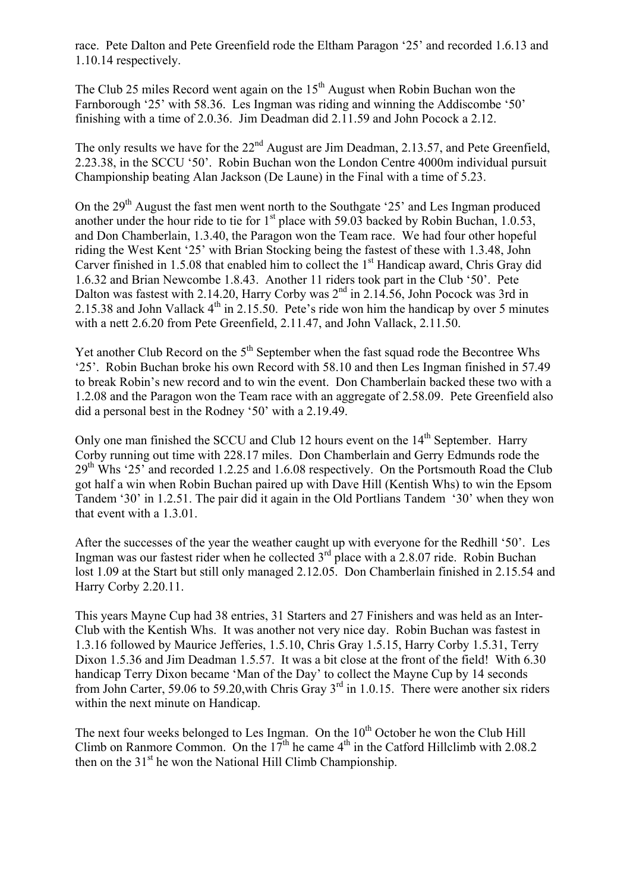race. Pete Dalton and Pete Greenfield rode the Eltham Paragon '25' and recorded 1.6.13 and 1.10.14 respectively.

The Club 25 miles Record went again on the 15th August when Robin Buchan won the Farnborough '25' with 58.36. Les Ingman was riding and winning the Addiscombe '50' finishing with a time of 2.0.36. Jim Deadman did 2.11.59 and John Pocock a 2.12.

The only results we have for the 22nd August are Jim Deadman, 2.13.57, and Pete Greenfield, 2.23.38, in the SCCU '50'. Robin Buchan won the London Centre 4000m individual pursuit Championship beating Alan Jackson (De Laune) in the Final with a time of 5.23.

On the 29th August the fast men went north to the Southgate '25' and Les Ingman produced another under the hour ride to tie for 1st place with 59.03 backed by Robin Buchan, 1.0.53, and Don Chamberlain, 1.3.40, the Paragon won the Team race. We had four other hopeful riding the West Kent '25' with Brian Stocking being the fastest of these with 1.3.48, John Carver finished in 1.5.08 that enabled him to collect the 1st Handicap award, Chris Gray did 1.6.32 and Brian Newcombe 1.8.43. Another 11 riders took part in the Club '50'. Pete Dalton was fastest with 2.14.20, Harry Corby was 2nd in 2.14.56, John Pocock was 3rd in 2.15.38 and John Vallack 4th in 2.15.50. Pete's ride won him the handicap by over 5 minutes with a nett 2.6.20 from Pete Greenfield, 2.11.47, and John Vallack, 2.11.50.

Yet another Club Record on the 5th September when the fast squad rode the Becontree Whs '25'. Robin Buchan broke his own Record with 58.10 and then Les Ingman finished in 57.49 to break Robin's new record and to win the event. Don Chamberlain backed these two with a 1.2.08 and the Paragon won the Team race with an aggregate of 2.58.09. Pete Greenfield also did a personal best in the Rodney '50' with a 2.19.49.

Only one man finished the SCCU and Club 12 hours event on the 14th September. Harry Corby running out time with 228.17 miles. Don Chamberlain and Gerry Edmunds rode the 29th Whs '25' and recorded 1.2.25 and 1.6.08 respectively. On the Portsmouth Road the Club got half a win when Robin Buchan paired up with Dave Hill (Kentish Whs) to win the Epsom Tandem '30' in 1.2.51. The pair did it again in the Old Portlians Tandem '30' when they won that event with a 1.3.01.

After the successes of the year the weather caught up with everyone for the Redhill '50'. Les Ingman was our fastest rider when he collected 3rd place with a 2.8.07 ride. Robin Buchan lost 1.09 at the Start but still only managed 2.12.05. Don Chamberlain finished in 2.15.54 and Harry Corby 2.20.11.

This years Mayne Cup had 38 entries, 31 Starters and 27 Finishers and was held as an Inter-Club with the Kentish Whs. It was another not very nice day. Robin Buchan was fastest in 1.3.16 followed by Maurice Jefferies, 1.5.10, Chris Gray 1.5.15, Harry Corby 1.5.31, Terry Dixon 1.5.36 and Jim Deadman 1.5.57. It was a bit close at the front of the field! With 6.30 handicap Terry Dixon became 'Man of the Day' to collect the Mayne Cup by 14 seconds from John Carter, 59.06 to 59.20,with Chris Gray 3rd in 1.0.15. There were another six riders within the next minute on Handicap.

The next four weeks belonged to Les Ingman. On the 10th October he won the Club Hill Climb on Ranmore Common. On the 17th he came 4th in the Catford Hillclimb with 2.08.2 then on the 31st he won the National Hill Climb Championship.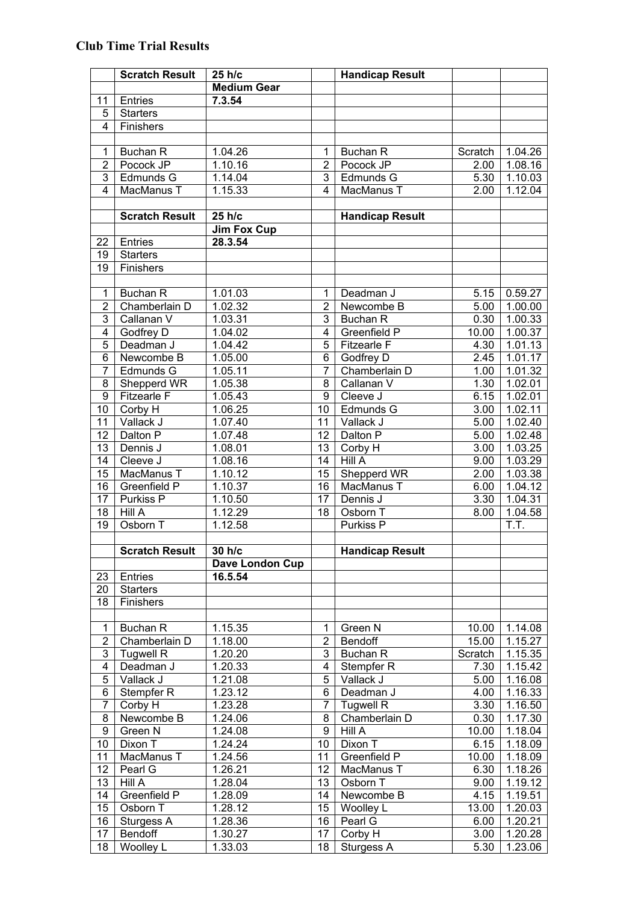## Club Time Trial Results

| | Scratch Result | 25 h/c | | Handicap Result | | |
|---|---|---|---|---|---|---|
| | | **Medium Gear** | | | | |
| 11 | Entries | **7.3.54** | | | | |
| 5 | Starters | | | | | |
| 4 | Finishers | | | | | |
| | | | | | | |
| 1 | Buchan R | 1.04.26 | 1 | Buchan R | Scratch | 1.04.26 |
| 2 | Pocock JP | 1.10.16 | 2 | Pocock JP | 2.00 | 1.08.16 |
| 3 | Edmunds G | 1.14.04 | 3 | Edmunds G | 5.30 | 1.10.03 |
| 4 | MacManus T | 1.15.33 | 4 | MacManus T | 2.00 | 1.12.04 |
| | | | | | | |
| | **Scratch Result** | **25 h/c** | | **Handicap Result** | | |
| | | **Jim Fox Cup** | | | | |
| 22 | Entries | **28.3.54** | | | | |
| 19 | Starters | | | | | |
| 19 | Finishers | | | | | |
| | | | | | | |
| 1 | Buchan R | 1.01.03 | 1 | Deadman J | 5.15 | 0.59.27 |
| 2 | Chamberlain D | 1.02.32 | 2 | Newcombe B | 5.00 | 1.00.00 |
| 3 | Callanan V | 1.03.31 | 3 | Buchan R | 0.30 | 1.00.33 |
| 4 | Godfrey D | 1.04.02 | 4 | Greenfield P | 10.00 | 1.00.37 |
| 5 | Deadman J | 1.04.42 | 5 | Fitzearle F | 4.30 | 1.01.13 |
| 6 | Newcombe B | 1.05.00 | 6 | Godfrey D | 2.45 | 1.01.17 |
| 7 | Edmunds G | 1.05.11 | 7 | Chamberlain D | 1.00 | 1.01.32 |
| 8 | Shepperd WR | 1.05.38 | 8 | Callanan V | 1.30 | 1.02.01 |
| 9 | Fitzearle F | 1.05.43 | 9 | Cleeve J | 6.15 | 1.02.01 |
| 10 | Corby H | 1.06.25 | 10 | Edmunds G | 3.00 | 1.02.11 |
| 11 | Vallack J | 1.07.40 | 11 | Vallack J | 5.00 | 1.02.40 |
| 12 | Dalton P | 1.07.48 | 12 | Dalton P | 5.00 | 1.02.48 |
| 13 | Dennis J | 1.08.01 | 13 | Corby H | 3.00 | 1.03.25 |
| 14 | Cleeve J | 1.08.16 | 14 | Hill A | 9.00 | 1.03.29 |
| 15 | MacManus T | 1.10.12 | 15 | Shepperd WR | 2.00 | 1.03.38 |
| 16 | Greenfield P | 1.10.37 | 16 | MacManus T | 6.00 | 1.04.12 |
| 17 | Purkiss P | 1.10.50 | 17 | Dennis J | 3.30 | 1.04.31 |
| 18 | Hill A | 1.12.29 | 18 | Osborn T | 8.00 | 1.04.58 |
| 19 | Osborn T | 1.12.58 | | Purkiss P | | T.T. |
| | | | | | | |
| | **Scratch Result** | **30 h/c** | | **Handicap Result** | | |
| | | **Dave London Cup** | | | | |
| 23 | Entries | **16.5.54** | | | | |
| 20 | Starters | | | | | |
| 18 | Finishers | | | | | |
| | | | | | | |
| 1 | Buchan R | 1.15.35 | 1 | Green N | 10.00 | 1.14.08 |
| 2 | Chamberlain D | 1.18.00 | 2 | Bendoff | 15.00 | 1.15.27 |
| 3 | Tugwell R | 1.20.20 | 3 | Buchan R | Scratch | 1.15.35 |
| 4 | Deadman J | 1.20.33 | 4 | Stempfer R | 7.30 | 1.15.42 |
| 5 | Vallack J | 1.21.08 | 5 | Vallack J | 5.00 | 1.16.08 |
| 6 | Stempfer R | 1.23.12 | 6 | Deadman J | 4.00 | 1.16.33 |
| 7 | Corby H | 1.23.28 | 7 | Tugwell R | 3.30 | 1.16.50 |
| 8 | Newcombe B | 1.24.06 | 8 | Chamberlain D | 0.30 | 1.17.30 |
| 9 | Green N | 1.24.08 | 9 | Hill A | 10.00 | 1.18.04 |
| 10 | Dixon T | 1.24.24 | 10 | Dixon T | 6.15 | 1.18.09 |
| 11 | MacManus T | 1.24.56 | 11 | Greenfield P | 10.00 | 1.18.09 |
| 12 | Pearl G | 1.26.21 | 12 | MacManus T | 6.30 | 1.18.26 |
| 13 | Hill A | 1.28.04 | 13 | Osborn T | 9.00 | 1.19.12 |
| 14 | Greenfield P | 1.28.09 | 14 | Newcombe B | 4.15 | 1.19.51 |
| 15 | Osborn T | 1.28.12 | 15 | Woolley L | 13.00 | 1.20.03 |
| 16 | Sturgess A | 1.28.36 | 16 | Pearl G | 6.00 | 1.20.21 |
| 17 | Bendoff | 1.30.27 | 17 | Corby H | 3.00 | 1.20.28 |
| 18 | Woolley L | 1.33.03 | 18 | Sturgess A | 5.30 | 1.23.06 |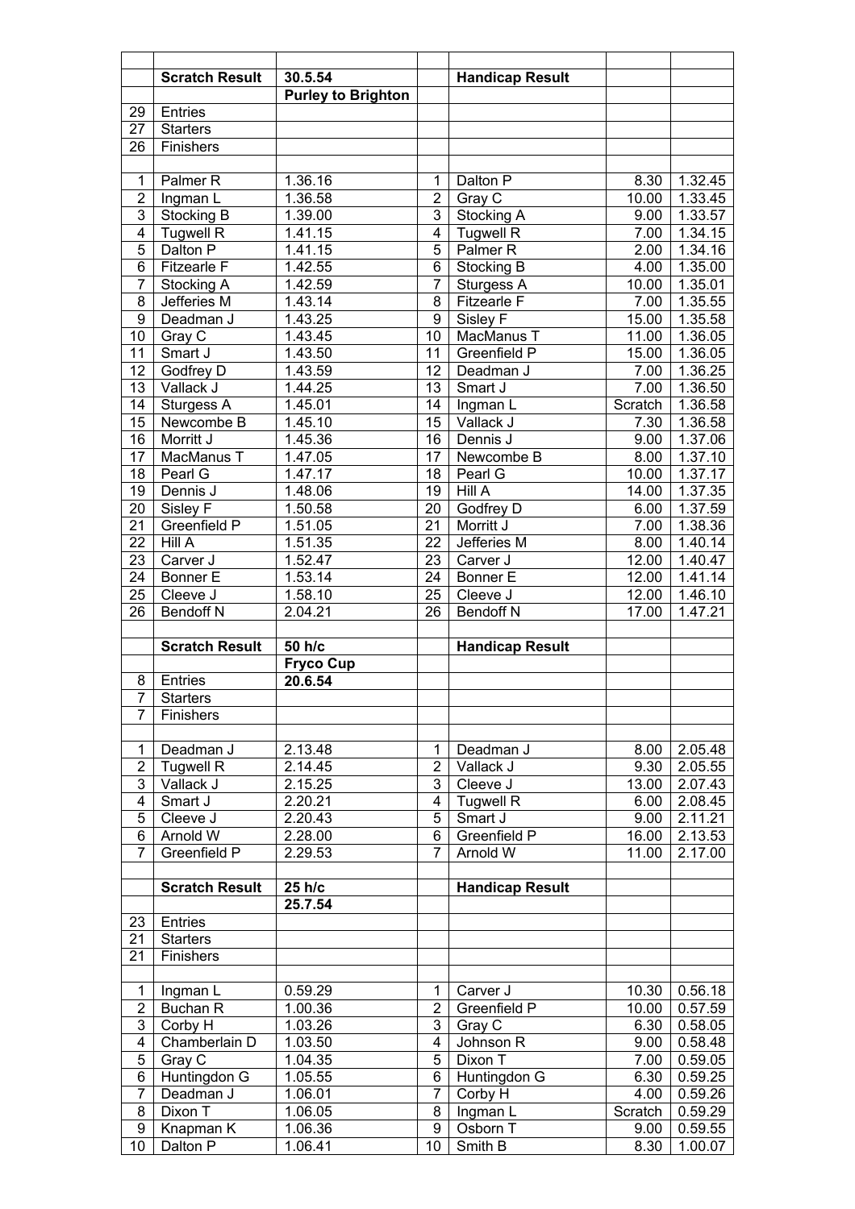| | | | | | | |
|---|---|---|---|---|---|---|
| | **Scratch Result** | **30.5.54** | | **Handicap Result** | | |
| | | **Purley to Brighton** | | | | |
| 29 | Entries | | | | | |
| 27 | Starters | | | | | |
| 26 | Finishers | | | | | |
| | | | | | | |
| 1 | Palmer R | 1.36.16 | 1 | Dalton P | 8.30 | 1.32.45 |
| 2 | Ingman L | 1.36.58 | 2 | Gray C | 10.00 | 1.33.45 |
| 3 | Stocking B | 1.39.00 | 3 | Stocking A | 9.00 | 1.33.57 |
| 4 | Tugwell R | 1.41.15 | 4 | Tugwell R | 7.00 | 1.34.15 |
| 5 | Dalton P | 1.41.15 | 5 | Palmer R | 2.00 | 1.34.16 |
| 6 | Fitzearle F | 1.42.55 | 6 | Stocking B | 4.00 | 1.35.00 |
| 7 | Stocking A | 1.42.59 | 7 | Sturgess A | 10.00 | 1.35.01 |
| 8 | Jefferies M | 1.43.14 | 8 | Fitzearle F | 7.00 | 1.35.55 |
| 9 | Deadman J | 1.43.25 | 9 | Sisley F | 15.00 | 1.35.58 |
| 10 | Gray C | 1.43.45 | 10 | MacManus T | 11.00 | 1.36.05 |
| 11 | Smart J | 1.43.50 | 11 | Greenfield P | 15.00 | 1.36.05 |
| 12 | Godfrey D | 1.43.59 | 12 | Deadman J | 7.00 | 1.36.25 |
| 13 | Vallack J | 1.44.25 | 13 | Smart J | 7.00 | 1.36.50 |
| 14 | Sturgess A | 1.45.01 | 14 | Ingman L | Scratch | 1.36.58 |
| 15 | Newcombe B | 1.45.10 | 15 | Vallack J | 7.30 | 1.36.58 |
| 16 | Morritt J | 1.45.36 | 16 | Dennis J | 9.00 | 1.37.06 |
| 17 | MacManus T | 1.47.05 | 17 | Newcombe B | 8.00 | 1.37.10 |
| 18 | Pearl G | 1.47.17 | 18 | Pearl G | 10.00 | 1.37.17 |
| 19 | Dennis J | 1.48.06 | 19 | Hill A | 14.00 | 1.37.35 |
| 20 | Sisley F | 1.50.58 | 20 | Godfrey D | 6.00 | 1.37.59 |
| 21 | Greenfield P | 1.51.05 | 21 | Morritt J | 7.00 | 1.38.36 |
| 22 | Hill A | 1.51.35 | 22 | Jefferies M | 8.00 | 1.40.14 |
| 23 | Carver J | 1.52.47 | 23 | Carver J | 12.00 | 1.40.47 |
| 24 | Bonner E | 1.53.14 | 24 | Bonner E | 12.00 | 1.41.14 |
| 25 | Cleeve J | 1.58.10 | 25 | Cleeve J | 12.00 | 1.46.10 |
| 26 | Bendoff N | 2.04.21 | 26 | Bendoff N | 17.00 | 1.47.21 |
| | | | | | | |
| | **Scratch Result** | **50 h/c** | | **Handicap Result** | | |
| | | **Fryco Cup** | | | | |
| 8 | Entries | **20.6.54** | | | | |
| 7 | Starters | | | | | |
| 7 | Finishers | | | | | |
| | | | | | | |
| 1 | Deadman J | 2.13.48 | 1 | Deadman J | 8.00 | 2.05.48 |
| 2 | Tugwell R | 2.14.45 | 2 | Vallack J | 9.30 | 2.05.55 |
| 3 | Vallack J | 2.15.25 | 3 | Cleeve J | 13.00 | 2.07.43 |
| 4 | Smart J | 2.20.21 | 4 | Tugwell R | 6.00 | 2.08.45 |
| 5 | Cleeve J | 2.20.43 | 5 | Smart J | 9.00 | 2.11.21 |
| 6 | Arnold W | 2.28.00 | 6 | Greenfield P | 16.00 | 2.13.53 |
| 7 | Greenfield P | 2.29.53 | 7 | Arnold W | 11.00 | 2.17.00 |
| | | | | | | |
| | **Scratch Result** | **25 h/c** | | **Handicap Result** | | |
| | | **25.7.54** | | | | |
| 23 | Entries | | | | | |
| 21 | Starters | | | | | |
| 21 | Finishers | | | | | |
| | | | | | | |
| 1 | Ingman L | 0.59.29 | 1 | Carver J | 10.30 | 0.56.18 |
| 2 | Buchan R | 1.00.36 | 2 | Greenfield P | 10.00 | 0.57.59 |
| 3 | Corby H | 1.03.26 | 3 | Gray C | 6.30 | 0.58.05 |
| 4 | Chamberlain D | 1.03.50 | 4 | Johnson R | 9.00 | 0.58.48 |
| 5 | Gray C | 1.04.35 | 5 | Dixon T | 7.00 | 0.59.05 |
| 6 | Huntingdon G | 1.05.55 | 6 | Huntingdon G | 6.30 | 0.59.25 |
| 7 | Deadman J | 1.06.01 | 7 | Corby H | 4.00 | 0.59.26 |
| 8 | Dixon T | 1.06.05 | 8 | Ingman L | Scratch | 0.59.29 |
| 9 | Knapman K | 1.06.36 | 9 | Osborn T | 9.00 | 0.59.55 |
| 10 | Dalton P | 1.06.41 | 10 | Smith B | 8.30 | 1.00.07 |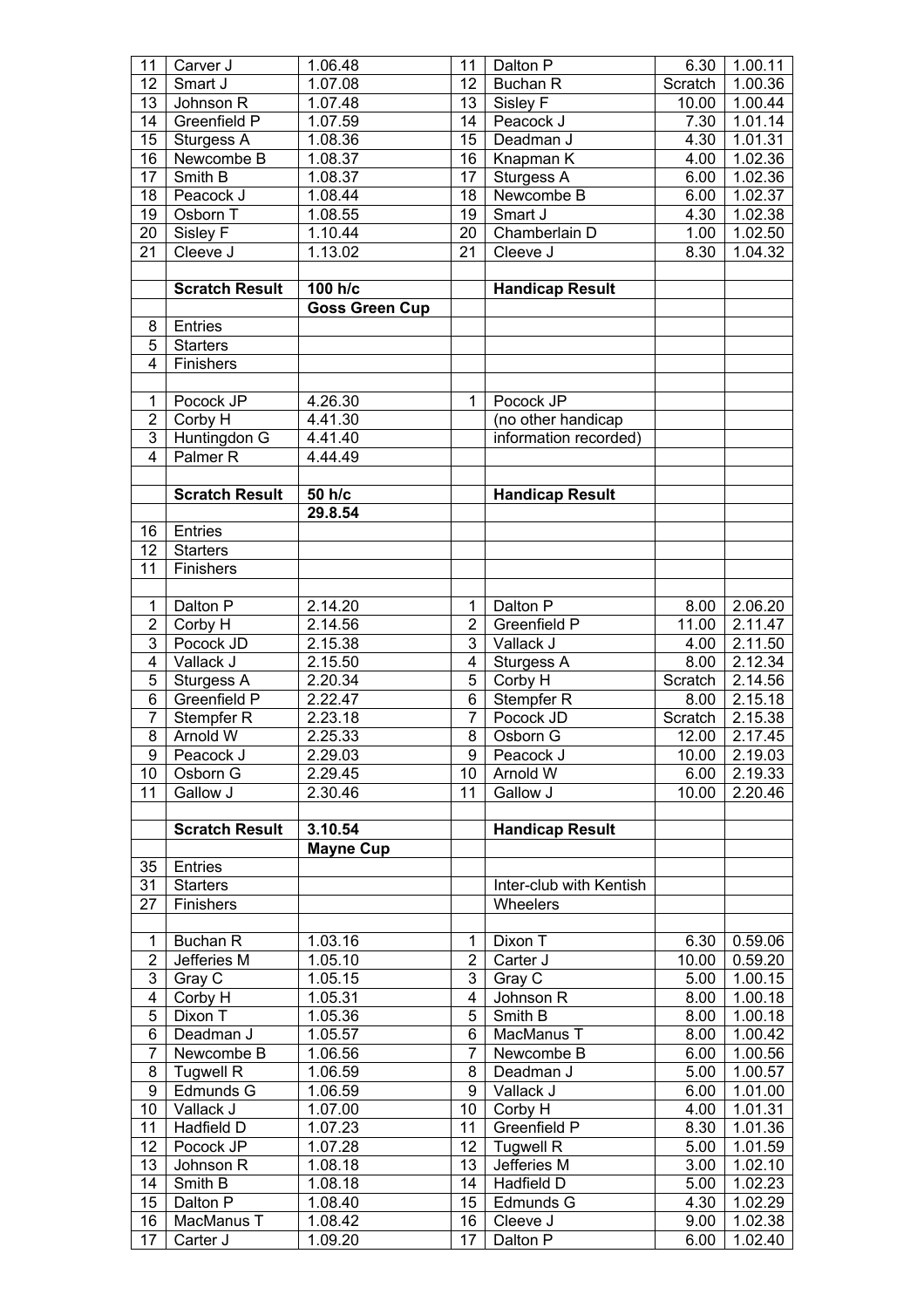| | | | | | | |
|---|---|---|---|---|---|---|
| 11 | Carver J | 1.06.48 | 11 | Dalton P | 6.30 | 1.00.11 |
| 12 | Smart J | 1.07.08 | 12 | Buchan R | Scratch | 1.00.36 |
| 13 | Johnson R | 1.07.48 | 13 | Sisley F | 10.00 | 1.00.44 |
| 14 | Greenfield P | 1.07.59 | 14 | Peacock J | 7.30 | 1.01.14 |
| 15 | Sturgess A | 1.08.36 | 15 | Deadman J | 4.30 | 1.01.31 |
| 16 | Newcombe B | 1.08.37 | 16 | Knapman K | 4.00 | 1.02.36 |
| 17 | Smith B | 1.08.37 | 17 | Sturgess A | 6.00 | 1.02.36 |
| 18 | Peacock J | 1.08.44 | 18 | Newcombe B | 6.00 | 1.02.37 |
| 19 | Osborn T | 1.08.55 | 19 | Smart J | 4.30 | 1.02.38 |
| 20 | Sisley F | 1.10.44 | 20 | Chamberlain D | 1.00 | 1.02.50 |
| 21 | Cleeve J | 1.13.02 | 21 | Cleeve J | 8.30 | 1.04.32 |
| | | | | | | |
| | **Scratch Result** | **100 h/c** | | **Handicap Result** | | |
| | | **Goss Green Cup** | | | | |
| 8 | Entries | | | | | |
| 5 | Starters | | | | | |
| 4 | Finishers | | | | | |
| | | | | | | |
| 1 | Pocock JP | 4.26.30 | 1 | Pocock JP | | |
| 2 | Corby H | 4.41.30 | | (no other handicap | | |
| 3 | Huntingdon G | 4.41.40 | | information recorded) | | |
| 4 | Palmer R | 4.44.49 | | | | |
| | | | | | | |
| | **Scratch Result** | **50 h/c** | | **Handicap Result** | | |
| | | **29.8.54** | | | | |
| 16 | Entries | | | | | |
| 12 | Starters | | | | | |
| 11 | Finishers | | | | | |
| | | | | | | |
| 1 | Dalton P | 2.14.20 | 1 | Dalton P | 8.00 | 2.06.20 |
| 2 | Corby H | 2.14.56 | 2 | Greenfield P | 11.00 | 2.11.47 |
| 3 | Pocock JD | 2.15.38 | 3 | Vallack J | 4.00 | 2.11.50 |
| 4 | Vallack J | 2.15.50 | 4 | Sturgess A | 8.00 | 2.12.34 |
| 5 | Sturgess A | 2.20.34 | 5 | Corby H | Scratch | 2.14.56 |
| 6 | Greenfield P | 2.22.47 | 6 | Stempfer R | 8.00 | 2.15.18 |
| 7 | Stempfer R | 2.23.18 | 7 | Pocock JD | Scratch | 2.15.38 |
| 8 | Arnold W | 2.25.33 | 8 | Osborn G | 12.00 | 2.17.45 |
| 9 | Peacock J | 2.29.03 | 9 | Peacock J | 10.00 | 2.19.03 |
| 10 | Osborn G | 2.29.45 | 10 | Arnold W | 6.00 | 2.19.33 |
| 11 | Gallow J | 2.30.46 | 11 | Gallow J | 10.00 | 2.20.46 |
| | | | | | | |
| | **Scratch Result** | **3.10.54** | | **Handicap Result** | | |
| | | **Mayne Cup** | | | | |
| 35 | Entries | | | | | |
| 31 | Starters | | | Inter-club with Kentish | | |
| 27 | Finishers | | | Wheelers | | |
| | | | | | | |
| 1 | Buchan R | 1.03.16 | 1 | Dixon T | 6.30 | 0.59.06 |
| 2 | Jefferies M | 1.05.10 | 2 | Carter J | 10.00 | 0.59.20 |
| 3 | Gray C | 1.05.15 | 3 | Gray C | 5.00 | 1.00.15 |
| 4 | Corby H | 1.05.31 | 4 | Johnson R | 8.00 | 1.00.18 |
| 5 | Dixon T | 1.05.36 | 5 | Smith B | 8.00 | 1.00.18 |
| 6 | Deadman J | 1.05.57 | 6 | MacManus T | 8.00 | 1.00.42 |
| 7 | Newcombe B | 1.06.56 | 7 | Newcombe B | 6.00 | 1.00.56 |
| 8 | Tugwell R | 1.06.59 | 8 | Deadman J | 5.00 | 1.00.57 |
| 9 | Edmunds G | 1.06.59 | 9 | Vallack J | 6.00 | 1.01.00 |
| 10 | Vallack J | 1.07.00 | 10 | Corby H | 4.00 | 1.01.31 |
| 11 | Hadfield D | 1.07.23 | 11 | Greenfield P | 8.30 | 1.01.36 |
| 12 | Pocock JP | 1.07.28 | 12 | Tugwell R | 5.00 | 1.01.59 |
| 13 | Johnson R | 1.08.18 | 13 | Jefferies M | 3.00 | 1.02.10 |
| 14 | Smith B | 1.08.18 | 14 | Hadfield D | 5.00 | 1.02.23 |
| 15 | Dalton P | 1.08.40 | 15 | Edmunds G | 4.30 | 1.02.29 |
| 16 | MacManus T | 1.08.42 | 16 | Cleeve J | 9.00 | 1.02.38 |
| 17 | Carter J | 1.09.20 | 17 | Dalton P | 6.00 | 1.02.40 |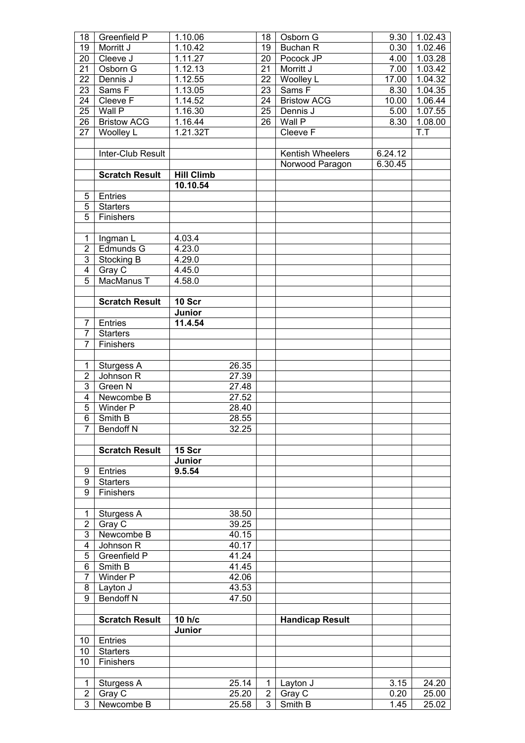| | | | | | | |
|---|---|---|---|---|---|---|
| 18 | Greenfield P | 1.10.06 | 18 | Osborn G | 9.30 | 1.02.43 |
| 19 | Morritt J | 1.10.42 | 19 | Buchan R | 0.30 | 1.02.46 |
| 20 | Cleeve J | 1.11.27 | 20 | Pocock JP | 4.00 | 1.03.28 |
| 21 | Osborn G | 1.12.13 | 21 | Morritt J | 7.00 | 1.03.42 |
| 22 | Dennis J | 1.12.55 | 22 | Woolley L | 17.00 | 1.04.32 |
| 23 | Sams F | 1.13.05 | 23 | Sams F | 8.30 | 1.04.35 |
| 24 | Cleeve F | 1.14.52 | 24 | Bristow ACG | 10.00 | 1.06.44 |
| 25 | Wall P | 1.16.30 | 25 | Dennis J | 5.00 | 1.07.55 |
| 26 | Bristow ACG | 1.16.44 | 26 | Wall P | 8.30 | 1.08.00 |
| 27 | Woolley L | 1.21.32T | | Cleeve F | | T.T |
| | | | | | | |
| | Inter-Club Result | | | Kentish Wheelers | 6.24.12 | |
| | | | | Norwood Paragon | 6.30.45 | |
| | **Scratch Result** | **Hill Climb** | | | | |
| | | **10.10.54** | | | | |
| 5 | Entries | | | | | |
| 5 | Starters | | | | | |
| 5 | Finishers | | | | | |
| | | | | | | |
| 1 | Ingman L | 4.03.4 | | | | |
| 2 | Edmunds G | 4.23.0 | | | | |
| 3 | Stocking B | 4.29.0 | | | | |
| 4 | Gray C | 4.45.0 | | | | |
| 5 | MacManus T | 4.58.0 | | | | |
| | | | | | | |
| | **Scratch Result** | **10 Scr** | | | | |
| | | **Junior** | | | | |
| 7 | Entries | **11.4.54** | | | | |
| 7 | Starters | | | | | |
| 7 | Finishers | | | | | |
| | | | | | | |
| 1 | Sturgess A | 26.35 | | | | |
| 2 | Johnson R | 27.39 | | | | |
| 3 | Green N | 27.48 | | | | |
| 4 | Newcombe B | 27.52 | | | | |
| 5 | Winder P | 28.40 | | | | |
| 6 | Smith B | 28.55 | | | | |
| 7 | Bendoff N | 32.25 | | | | |
| | | | | | | |
| | **Scratch Result** | **15 Scr** | | | | |
| | | **Junior** | | | | |
| 9 | Entries | **9.5.54** | | | | |
| 9 | Starters | | | | | |
| 9 | Finishers | | | | | |
| | | | | | | |
| 1 | Sturgess A | 38.50 | | | | |
| 2 | Gray C | 39.25 | | | | |
| 3 | Newcombe B | 40.15 | | | | |
| 4 | Johnson R | 40.17 | | | | |
| 5 | Greenfield P | 41.24 | | | | |
| 6 | Smith B | 41.45 | | | | |
| 7 | Winder P | 42.06 | | | | |
| 8 | Layton J | 43.53 | | | | |
| 9 | Bendoff N | 47.50 | | | | |
| | | | | | | |
| | **Scratch Result** | **10 h/c** | | **Handicap Result** | | |
| | | **Junior** | | | | |
| 10 | Entries | | | | | |
| 10 | Starters | | | | | |
| 10 | Finishers | | | | | |
| | | | | | | |
| 1 | Sturgess A | 25.14 | 1 | Layton J | 3.15 | 24.20 |
| 2 | Gray C | 25.20 | 2 | Gray C | 0.20 | 25.00 |
| 3 | Newcombe B | 25.58 | 3 | Smith B | 1.45 | 25.02 |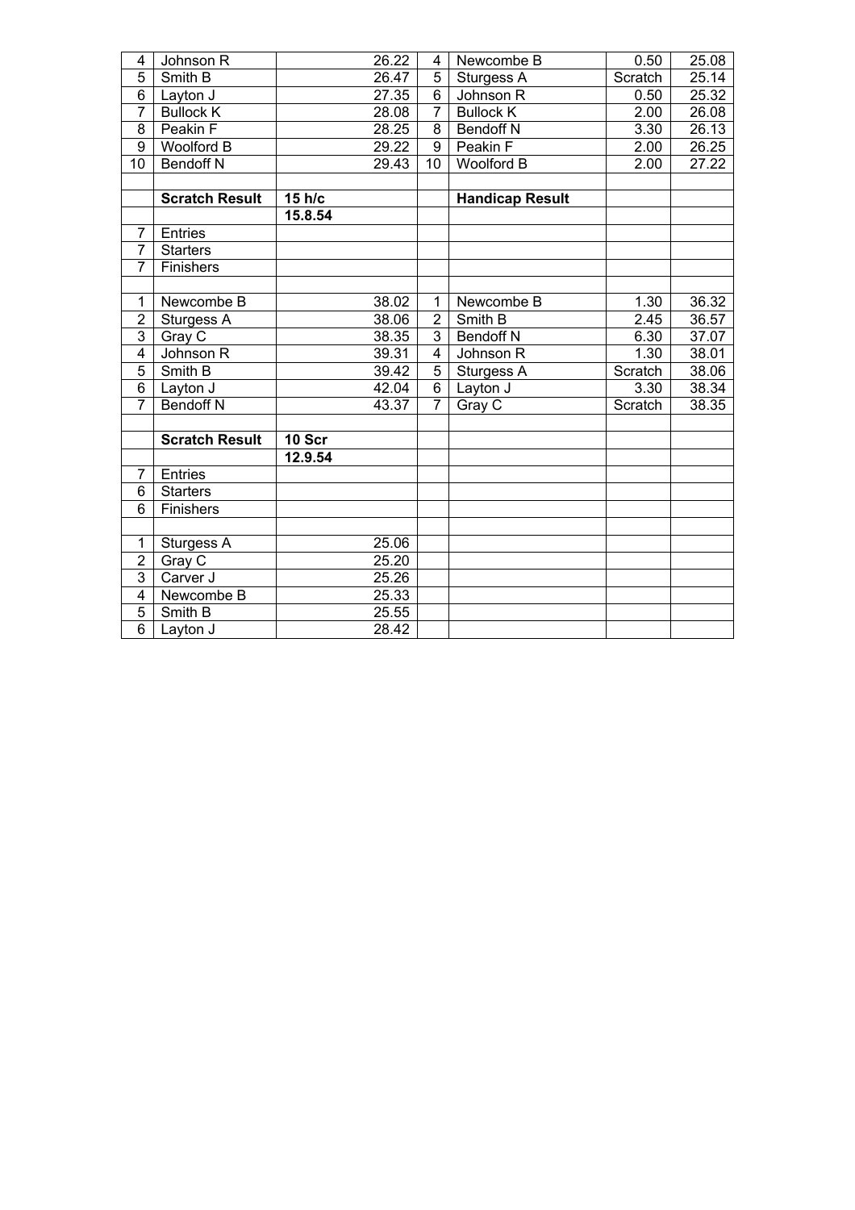| | | | | | | |
|---|---|---|---|---|---|---|
| 4 | Johnson R | 26.22 | 4 | Newcombe B | 0.50 | 25.08 |
| 5 | Smith B | 26.47 | 5 | Sturgess A | Scratch | 25.14 |
| 6 | Layton J | 27.35 | 6 | Johnson R | 0.50 | 25.32 |
| 7 | Bullock K | 28.08 | 7 | Bullock K | 2.00 | 26.08 |
| 8 | Peakin F | 28.25 | 8 | Bendoff N | 3.30 | 26.13 |
| 9 | Woolford B | 29.22 | 9 | Peakin F | 2.00 | 26.25 |
| 10 | Bendoff N | 29.43 | 10 | Woolford B | 2.00 | 27.22 |
| | | | | | | |
| | **Scratch Result** | **15 h/c** | | **Handicap Result** | | |
| | | **15.8.54** | | | | |
| 7 | Entries | | | | | |
| 7 | Starters | | | | | |
| 7 | Finishers | | | | | |
| | | | | | | |
| 1 | Newcombe B | 38.02 | 1 | Newcombe B | 1.30 | 36.32 |
| 2 | Sturgess A | 38.06 | 2 | Smith B | 2.45 | 36.57 |
| 3 | Gray C | 38.35 | 3 | Bendoff N | 6.30 | 37.07 |
| 4 | Johnson R | 39.31 | 4 | Johnson R | 1.30 | 38.01 |
| 5 | Smith B | 39.42 | 5 | Sturgess A | Scratch | 38.06 |
| 6 | Layton J | 42.04 | 6 | Layton J | 3.30 | 38.34 |
| 7 | Bendoff N | 43.37 | 7 | Gray C | Scratch | 38.35 |
| | | | | | | |
| | **Scratch Result** | **10 Scr** | | | | |
| | | **12.9.54** | | | | |
| 7 | Entries | | | | | |
| 6 | Starters | | | | | |
| 6 | Finishers | | | | | |
| | | | | | | |
| 1 | Sturgess A | 25.06 | | | | |
| 2 | Gray C | 25.20 | | | | |
| 3 | Carver J | 25.26 | | | | |
| 4 | Newcombe B | 25.33 | | | | |
| 5 | Smith B | 25.55 | | | | |
| 6 | Layton J | 28.42 | | | | |